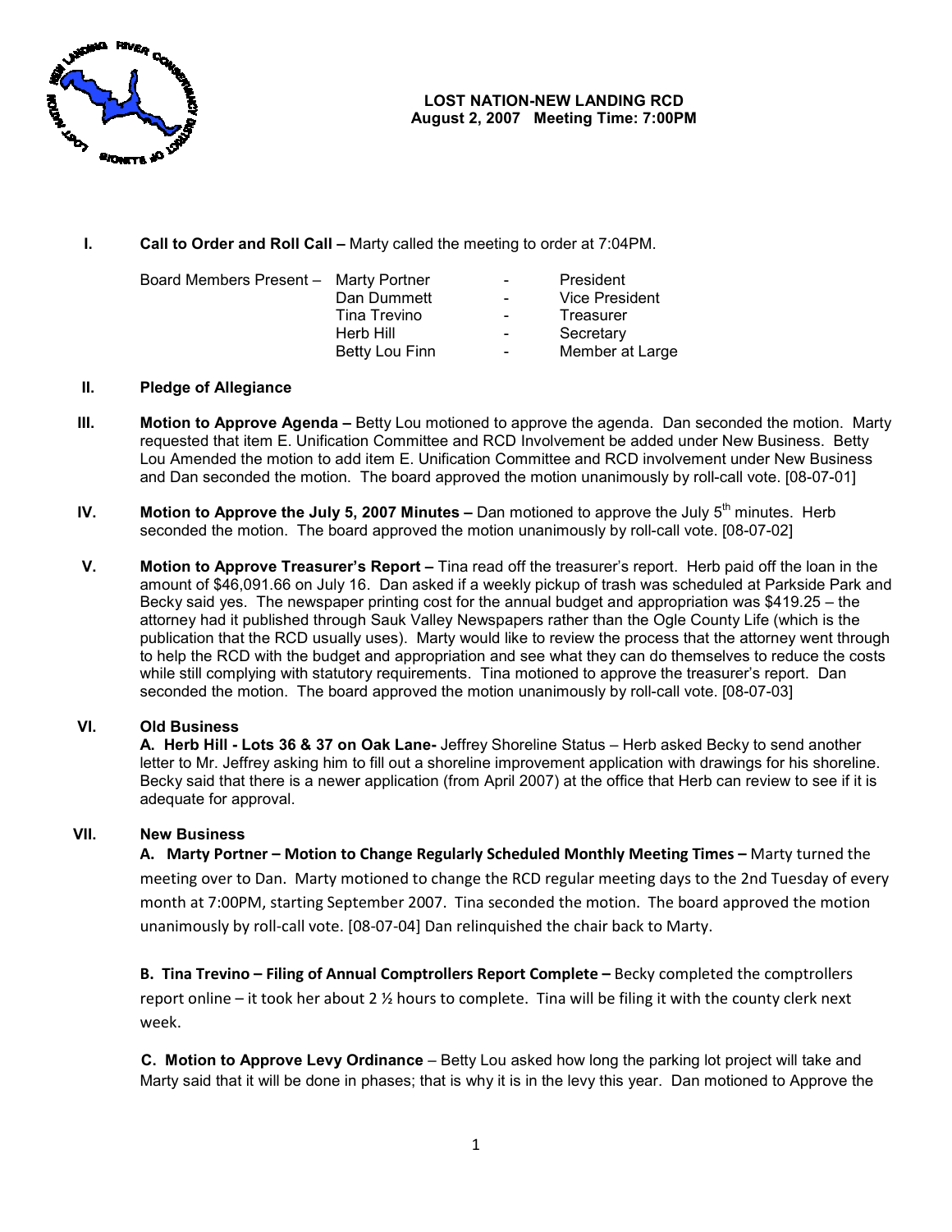**LOST NATION-NEW LANDING RCD**
**August 2, 2007 Meeting Time: 7:00PM**

**I. Call to Order and Roll Call –** Marty called the meeting to order at 7:04PM.

| Board Members Present – | Marty Portner | - | President |
|---|---|---|---|
| | Dan Dummett | - | Vice President |
| | Tina Trevino | - | Treasurer |
| | Herb Hill | - | Secretary |
| | Betty Lou Finn | - | Member at Large |

**II. Pledge of Allegiance**

**III. Motion to Approve Agenda –** Betty Lou motioned to approve the agenda. Dan seconded the motion. Marty requested that item E. Unification Committee and RCD Involvement be added under New Business. Betty Lou Amended the motion to add item E. Unification Committee and RCD involvement under New Business and Dan seconded the motion. The board approved the motion unanimously by roll-call vote. [08-07-01]

**IV. Motion to Approve the July 5, 2007 Minutes –** Dan motioned to approve the July 5th minutes. Herb seconded the motion. The board approved the motion unanimously by roll-call vote. [08-07-02]

**V. Motion to Approve Treasurer's Report –** Tina read off the treasurer's report. Herb paid off the loan in the amount of $46,091.66 on July 16. Dan asked if a weekly pickup of trash was scheduled at Parkside Park and Becky said yes. The newspaper printing cost for the annual budget and appropriation was $419.25 – the attorney had it published through Sauk Valley Newspapers rather than the Ogle County Life (which is the publication that the RCD usually uses). Marty would like to review the process that the attorney went through to help the RCD with the budget and appropriation and see what they can do themselves to reduce the costs while still complying with statutory requirements. Tina motioned to approve the treasurer's report. Dan seconded the motion. The board approved the motion unanimously by roll-call vote. [08-07-03]

**VI. Old Business**

**A. Herb Hill - Lots 36 & 37 on Oak Lane-** Jeffrey Shoreline Status – Herb asked Becky to send another letter to Mr. Jeffrey asking him to fill out a shoreline improvement application with drawings for his shoreline. Becky said that there is a newer application (from April 2007) at the office that Herb can review to see if it is adequate for approval.

**VII. New Business**

**A. Marty Portner – Motion to Change Regularly Scheduled Monthly Meeting Times –** Marty turned the meeting over to Dan. Marty motioned to change the RCD regular meeting days to the 2nd Tuesday of every month at 7:00PM, starting September 2007. Tina seconded the motion. The board approved the motion unanimously by roll-call vote. [08-07-04] Dan relinquished the chair back to Marty.

**B. Tina Trevino – Filing of Annual Comptrollers Report Complete –** Becky completed the comptrollers report online – it took her about 2 ½ hours to complete. Tina will be filing it with the county clerk next week.

**C. Motion to Approve Levy Ordinance** – Betty Lou asked how long the parking lot project will take and Marty said that it will be done in phases; that is why it is in the levy this year. Dan motioned to Approve the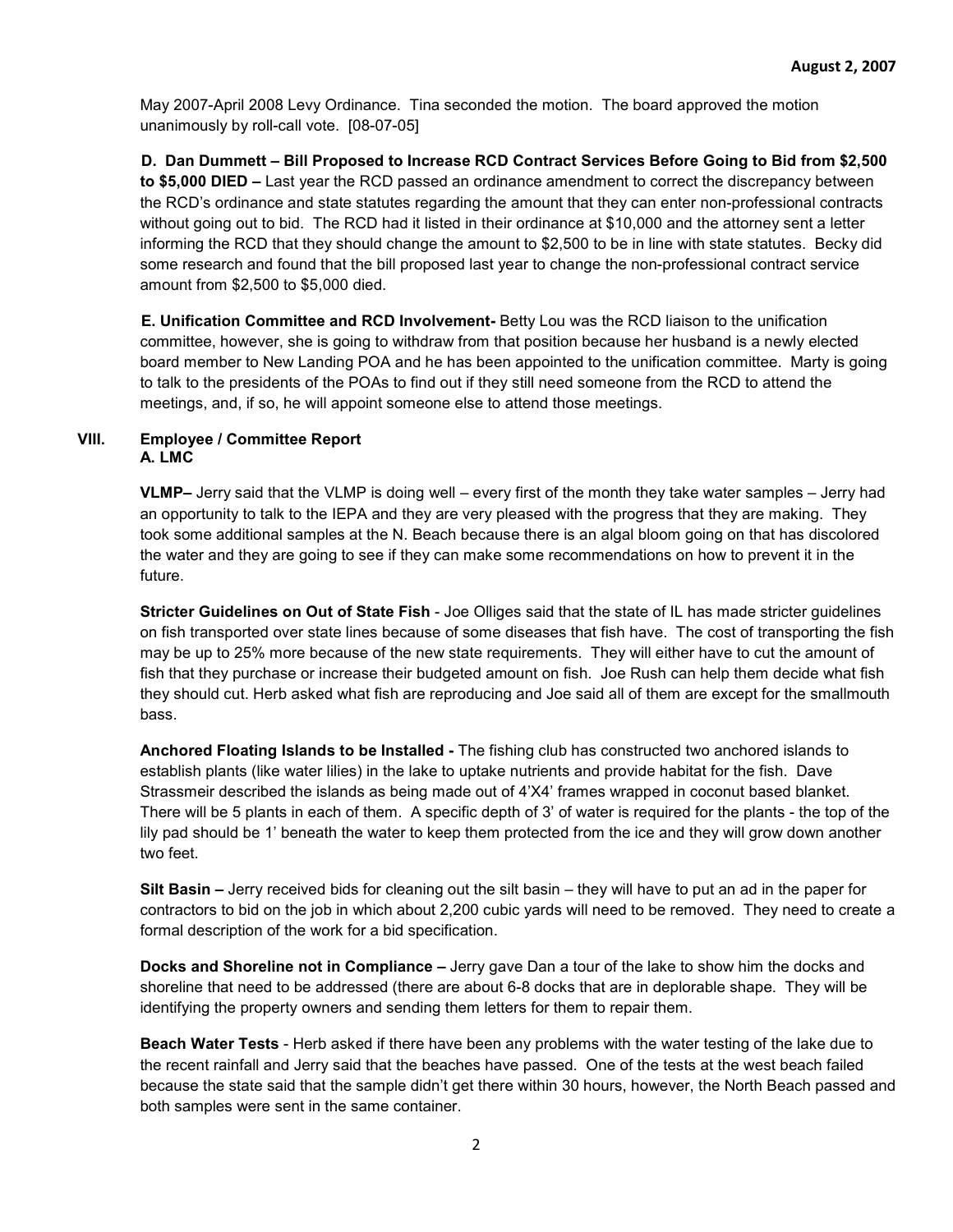May 2007-April 2008 Levy Ordinance. Tina seconded the motion. The board approved the motion unanimously by roll-call vote. [08-07-05]

**D. Dan Dummett – Bill Proposed to Increase RCD Contract Services Before Going to Bid from $2,500 to $5,000 DIED –** Last year the RCD passed an ordinance amendment to correct the discrepancy between the RCD's ordinance and state statutes regarding the amount that they can enter non-professional contracts without going out to bid. The RCD had it listed in their ordinance at $10,000 and the attorney sent a letter informing the RCD that they should change the amount to $2,500 to be in line with state statutes. Becky did some research and found that the bill proposed last year to change the non-professional contract service amount from $2,500 to $5,000 died.

**E. Unification Committee and RCD Involvement-** Betty Lou was the RCD liaison to the unification committee, however, she is going to withdraw from that position because her husband is a newly elected board member to New Landing POA and he has been appointed to the unification committee. Marty is going to talk to the presidents of the POAs to find out if they still need someone from the RCD to attend the meetings, and, if so, he will appoint someone else to attend those meetings.

## VIII. Employee / Committee Report

### A. LMC

**VLMP–** Jerry said that the VLMP is doing well – every first of the month they take water samples – Jerry had an opportunity to talk to the IEPA and they are very pleased with the progress that they are making. They took some additional samples at the N. Beach because there is an algal bloom going on that has discolored the water and they are going to see if they can make some recommendations on how to prevent it in the future.

**Stricter Guidelines on Out of State Fish** - Joe Olliges said that the state of IL has made stricter guidelines on fish transported over state lines because of some diseases that fish have. The cost of transporting the fish may be up to 25% more because of the new state requirements. They will either have to cut the amount of fish that they purchase or increase their budgeted amount on fish. Joe Rush can help them decide what fish they should cut. Herb asked what fish are reproducing and Joe said all of them are except for the smallmouth bass.

**Anchored Floating Islands to be Installed -** The fishing club has constructed two anchored islands to establish plants (like water lilies) in the lake to uptake nutrients and provide habitat for the fish. Dave Strassmeir described the islands as being made out of 4'X4' frames wrapped in coconut based blanket. There will be 5 plants in each of them. A specific depth of 3' of water is required for the plants - the top of the lily pad should be 1' beneath the water to keep them protected from the ice and they will grow down another two feet.

**Silt Basin –** Jerry received bids for cleaning out the silt basin – they will have to put an ad in the paper for contractors to bid on the job in which about 2,200 cubic yards will need to be removed. They need to create a formal description of the work for a bid specification.

**Docks and Shoreline not in Compliance –** Jerry gave Dan a tour of the lake to show him the docks and shoreline that need to be addressed (there are about 6-8 docks that are in deplorable shape. They will be identifying the property owners and sending them letters for them to repair them.

**Beach Water Tests** - Herb asked if there have been any problems with the water testing of the lake due to the recent rainfall and Jerry said that the beaches have passed. One of the tests at the west beach failed because the state said that the sample didn't get there within 30 hours, however, the North Beach passed and both samples were sent in the same container.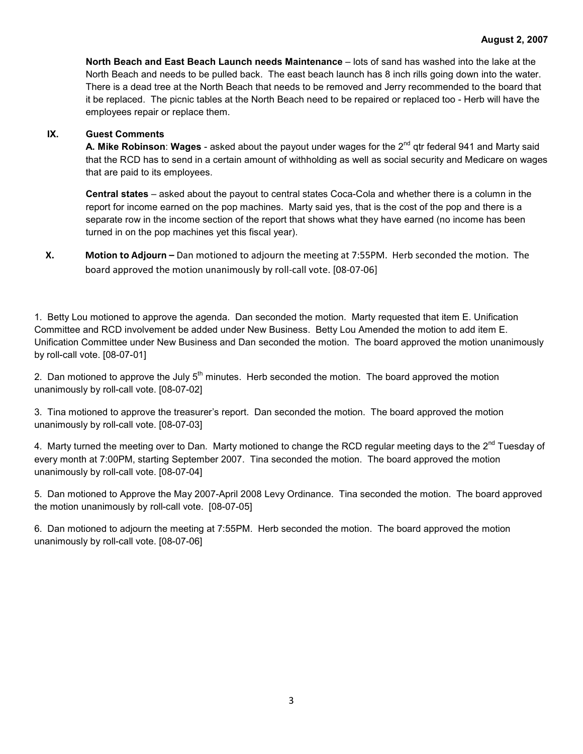**North Beach and East Beach Launch needs Maintenance** – lots of sand has washed into the lake at the North Beach and needs to be pulled back. The east beach launch has 8 inch rills going down into the water. There is a dead tree at the North Beach that needs to be removed and Jerry recommended to the board that it be replaced. The picnic tables at the North Beach need to be repaired or replaced too - Herb will have the employees repair or replace them.

## IX. Guest Comments

**A. Mike Robinson**: **Wages** - asked about the payout under wages for the 2nd qtr federal 941 and Marty said that the RCD has to send in a certain amount of withholding as well as social security and Medicare on wages that are paid to its employees.

**Central states** – asked about the payout to central states Coca-Cola and whether there is a column in the report for income earned on the pop machines. Marty said yes, that is the cost of the pop and there is a separate row in the income section of the report that shows what they have earned (no income has been turned in on the pop machines yet this fiscal year).

## X. Motion to Adjourn

**Motion to Adjourn –** Dan motioned to adjourn the meeting at 7:55PM. Herb seconded the motion. The board approved the motion unanimously by roll-call vote. [08-07-06]

1. Betty Lou motioned to approve the agenda. Dan seconded the motion. Marty requested that item E. Unification Committee and RCD involvement be added under New Business. Betty Lou Amended the motion to add item E. Unification Committee under New Business and Dan seconded the motion. The board approved the motion unanimously by roll-call vote. [08-07-01]

2. Dan motioned to approve the July 5th minutes. Herb seconded the motion. The board approved the motion unanimously by roll-call vote. [08-07-02]

3. Tina motioned to approve the treasurer's report. Dan seconded the motion. The board approved the motion unanimously by roll-call vote. [08-07-03]

4. Marty turned the meeting over to Dan. Marty motioned to change the RCD regular meeting days to the 2nd Tuesday of every month at 7:00PM, starting September 2007. Tina seconded the motion. The board approved the motion unanimously by roll-call vote. [08-07-04]

5. Dan motioned to Approve the May 2007-April 2008 Levy Ordinance. Tina seconded the motion. The board approved the motion unanimously by roll-call vote. [08-07-05]

6. Dan motioned to adjourn the meeting at 7:55PM. Herb seconded the motion. The board approved the motion unanimously by roll-call vote. [08-07-06]